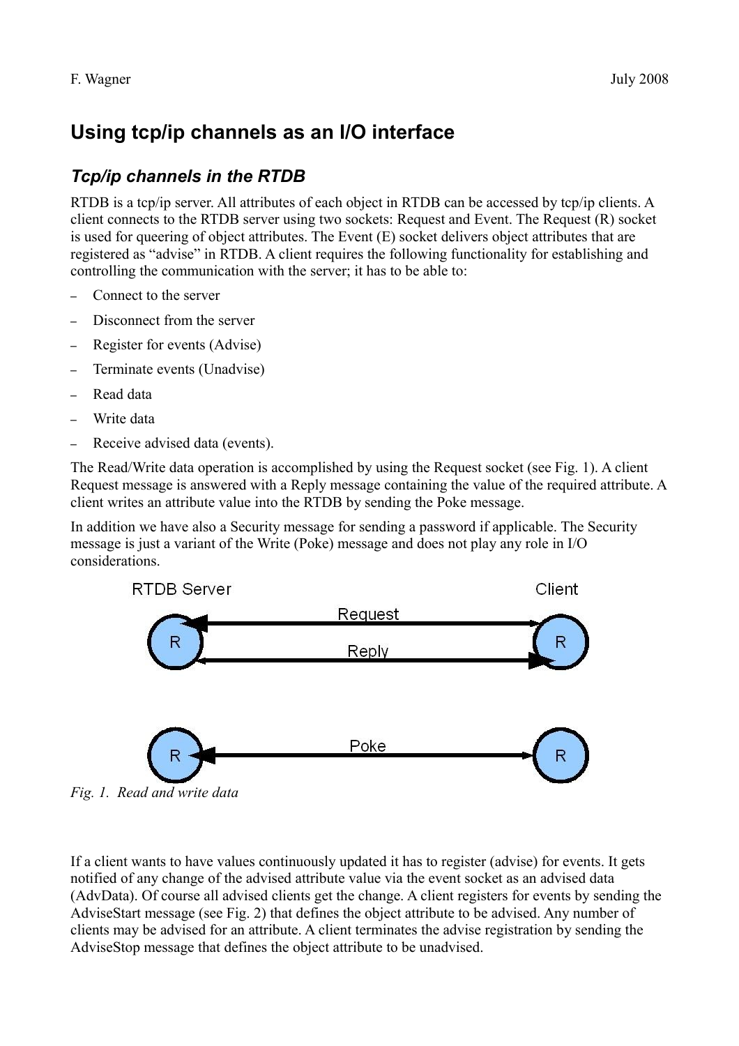F. Wagner July 2008

# Using tcp/ip channels as an I/O interface

## *Tcp/ip channels in the RTDB*

RTDB is a tcp/ip server. All attributes of each object in RTDB can be accessed by tcp/ip clients. A client connects to the RTDB server using two sockets: Request and Event. The Request (R) socket is used for queering of object attributes. The Event (E) socket delivers object attributes that are registered as "advise" in RTDB. A client requires the following functionality for establishing and controlling the communication with the server; it has to be able to:

- Connect to the server
- Disconnect from the server
- Register for events (Advise)
- Terminate events (Unadvise)
- Read data
- Write data
- Receive advised data (events).

The Read/Write data operation is accomplished by using the Request socket (see Fig. 1). A client Request message is answered with a Reply message containing the value of the required attribute. A client writes an attribute value into the RTDB by sending the Poke message.

In addition we have also a Security message for sending a password if applicable. The Security message is just a variant of the Write (Poke) message and does not play any role in I/O considerations.

*Fig. 1. Read and write data*

If a client wants to have values continuously updated it has to register (advise) for events. It gets notified of any change of the advised attribute value via the event socket as an advised data (AdvData). Of course all advised clients get the change. A client registers for events by sending the AdviseStart message (see Fig. 2) that defines the object attribute to be advised. Any number of clients may be advised for an attribute. A client terminates the advise registration by sending the AdviseStop message that defines the object attribute to be unadvised.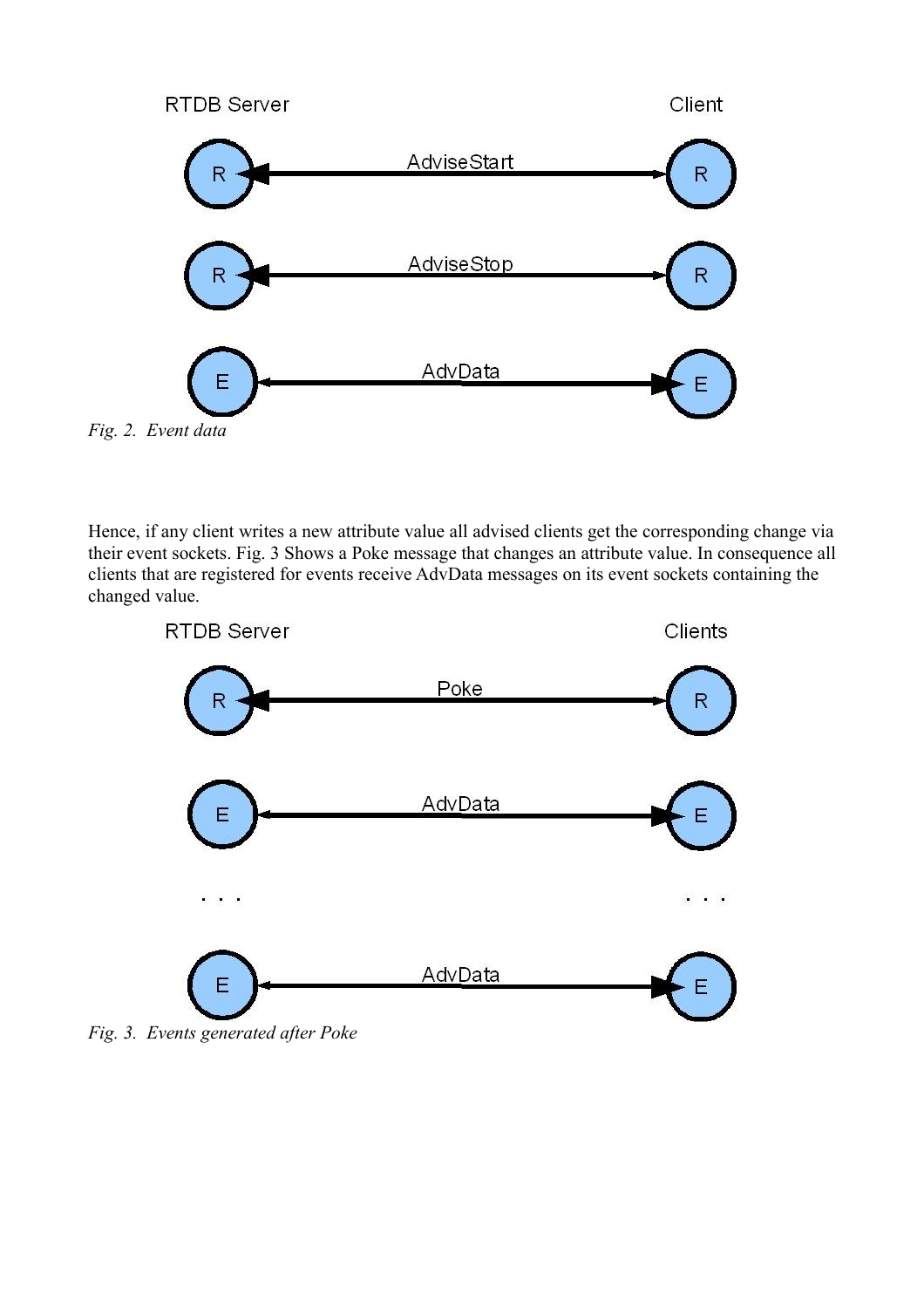*Fig. 2. Event data*

Hence, if any client writes a new attribute value all advised clients get the corresponding change via their event sockets. Fig. 3 Shows a Poke message that changes an attribute value. In consequence all clients that are registered for events receive AdvData messages on its event sockets containing the changed value.

*Fig. 3. Events generated after Poke*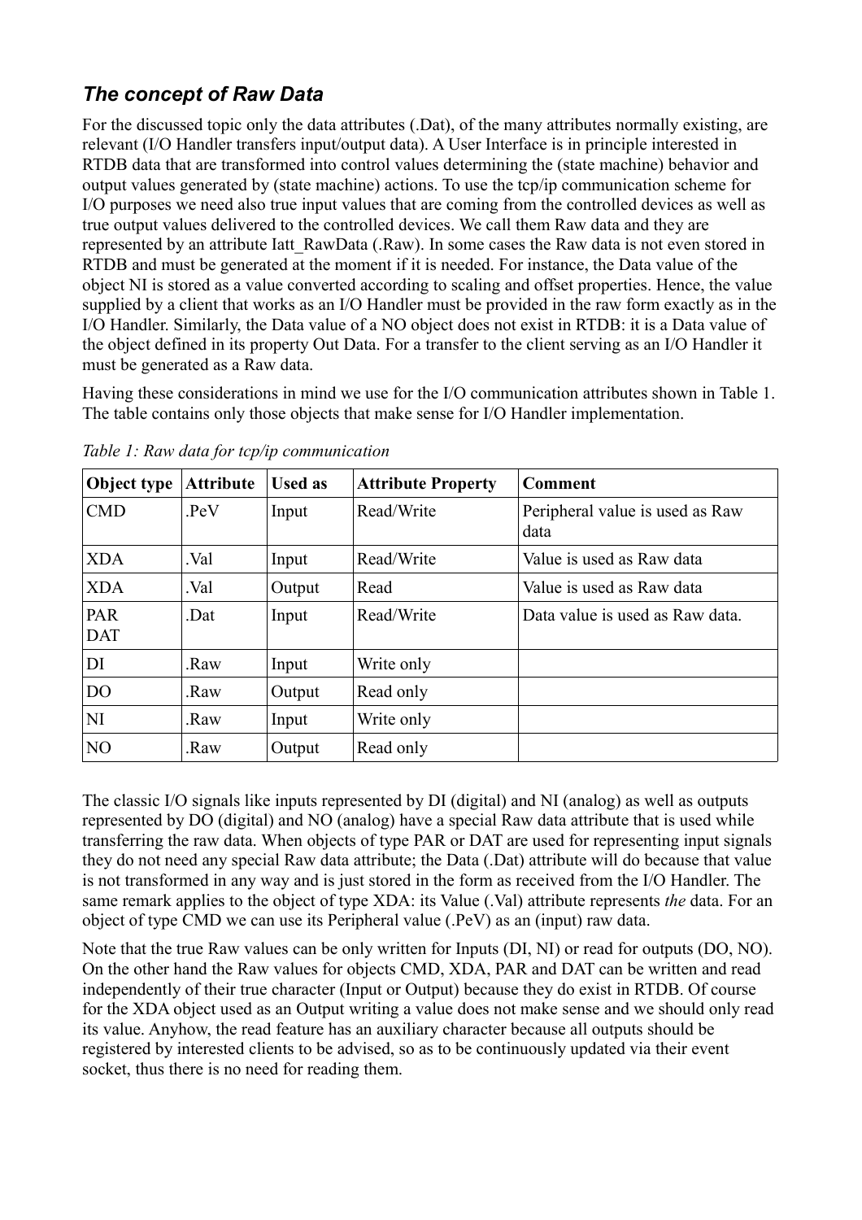## *The concept of Raw Data*

For the discussed topic only the data attributes (.Dat), of the many attributes normally existing, are relevant (I/O Handler transfers input/output data). A User Interface is in principle interested in RTDB data that are transformed into control values determining the (state machine) behavior and output values generated by (state machine) actions. To use the tcp/ip communication scheme for I/O purposes we need also true input values that are coming from the controlled devices as well as true output values delivered to the controlled devices. We call them Raw data and they are represented by an attribute Iatt_RawData (.Raw). In some cases the Raw data is not even stored in RTDB and must be generated at the moment if it is needed. For instance, the Data value of the object NI is stored as a value converted according to scaling and offset properties. Hence, the value supplied by a client that works as an I/O Handler must be provided in the raw form exactly as in the I/O Handler. Similarly, the Data value of a NO object does not exist in RTDB: it is a Data value of the object defined in its property Out Data. For a transfer to the client serving as an I/O Handler it must be generated as a Raw data.

Having these considerations in mind we use for the I/O communication attributes shown in Table 1. The table contains only those objects that make sense for I/O Handler implementation.

*Table 1: Raw data for tcp/ip communication*

| Object type | Attribute | Used as | Attribute Property | Comment |
|---|---|---|---|---|
| CMD | .PeV | Input | Read/Write | Peripheral value is used as Raw data |
| XDA | .Val | Input | Read/Write | Value is used as Raw data |
| XDA | .Val | Output | Read | Value is used as Raw data |
| PAR DAT | .Dat | Input | Read/Write | Data value is used as Raw data. |
| DI | .Raw | Input | Write only | |
| DO | .Raw | Output | Read only | |
| NI | .Raw | Input | Write only | |
| NO | .Raw | Output | Read only | |

The classic I/O signals like inputs represented by DI (digital) and NI (analog) as well as outputs represented by DO (digital) and NO (analog) have a special Raw data attribute that is used while transferring the raw data. When objects of type PAR or DAT are used for representing input signals they do not need any special Raw data attribute; the Data (.Dat) attribute will do because that value is not transformed in any way and is just stored in the form as received from the I/O Handler. The same remark applies to the object of type XDA: its Value (.Val) attribute represents *the* data. For an object of type CMD we can use its Peripheral value (.PeV) as an (input) raw data.

Note that the true Raw values can be only written for Inputs (DI, NI) or read for outputs (DO, NO). On the other hand the Raw values for objects CMD, XDA, PAR and DAT can be written and read independently of their true character (Input or Output) because they do exist in RTDB. Of course for the XDA object used as an Output writing a value does not make sense and we should only read its value. Anyhow, the read feature has an auxiliary character because all outputs should be registered by interested clients to be advised, so as to be continuously updated via their event socket, thus there is no need for reading them.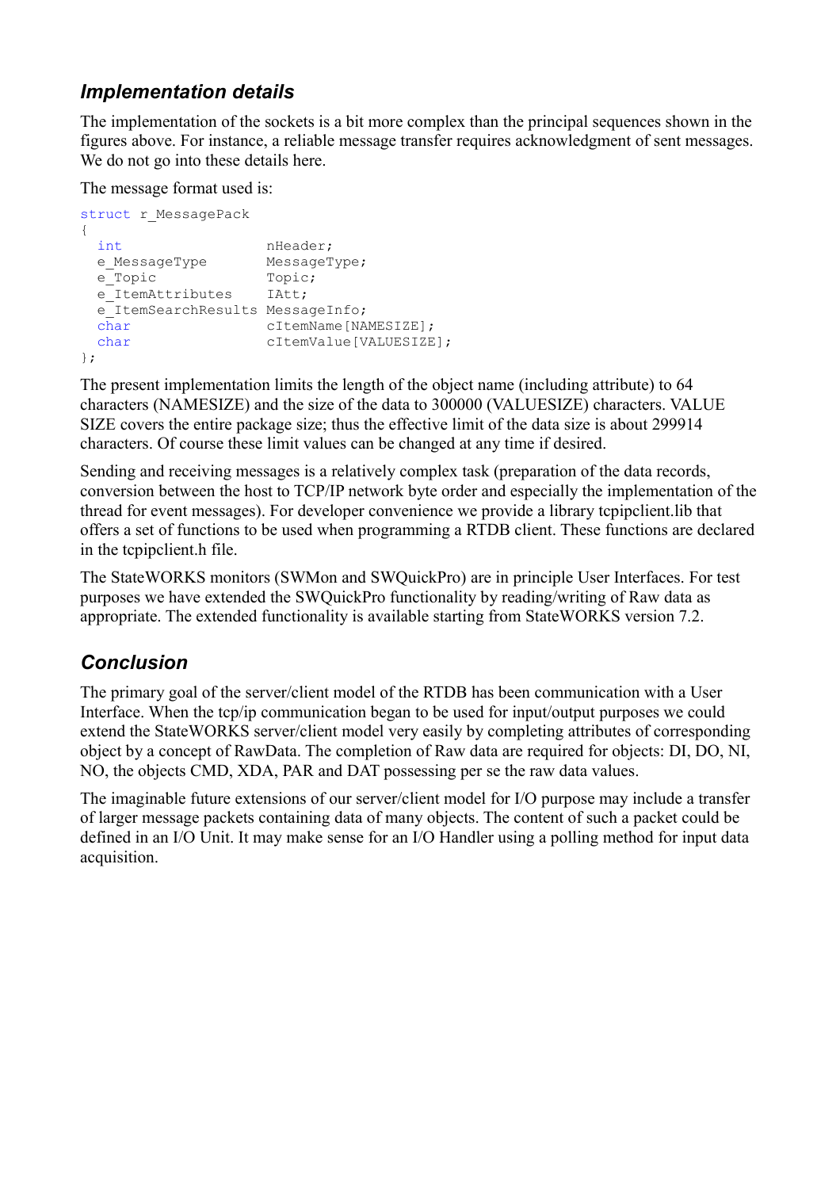### *Implementation details*

The implementation of the sockets is a bit more complex than the principal sequences shown in the figures above. For instance, a reliable message transfer requires acknowledgment of sent messages. We do not go into these details here.

The message format used is:

```
struct r_MessagePack
{
  int                  nHeader;
  e_MessageType        MessageType;
  e_Topic              Topic;
  e_ItemAttributes     IAtt;
  e_ItemSearchResults  MessageInfo;
  char                 cItemName[NAMESIZE];
  char                 cItemValue[VALUESIZE];
};
```

The present implementation limits the length of the object name (including attribute) to 64 characters (NAMESIZE) and the size of the data to 300000 (VALUESIZE) characters. VALUE SIZE covers the entire package size; thus the effective limit of the data size is about 299914 characters. Of course these limit values can be changed at any time if desired.

Sending and receiving messages is a relatively complex task (preparation of the data records, conversion between the host to TCP/IP network byte order and especially the implementation of the thread for event messages). For developer convenience we provide a library tcpipclient.lib that offers a set of functions to be used when programming a RTDB client. These functions are declared in the tcpipclient.h file.

The StateWORKS monitors (SWMon and SWQuickPro) are in principle User Interfaces. For test purposes we have extended the SWQuickPro functionality by reading/writing of Raw data as appropriate. The extended functionality is available starting from StateWORKS version 7.2.

## *Conclusion*

The primary goal of the server/client model of the RTDB has been communication with a User Interface. When the tcp/ip communication began to be used for input/output purposes we could extend the StateWORKS server/client model very easily by completing attributes of corresponding object by a concept of RawData. The completion of Raw data are required for objects: DI, DO, NI, NO, the objects CMD, XDA, PAR and DAT possessing per se the raw data values.

The imaginable future extensions of our server/client model for I/O purpose may include a transfer of larger message packets containing data of many objects. The content of such a packet could be defined in an I/O Unit. It may make sense for an I/O Handler using a polling method for input data acquisition.